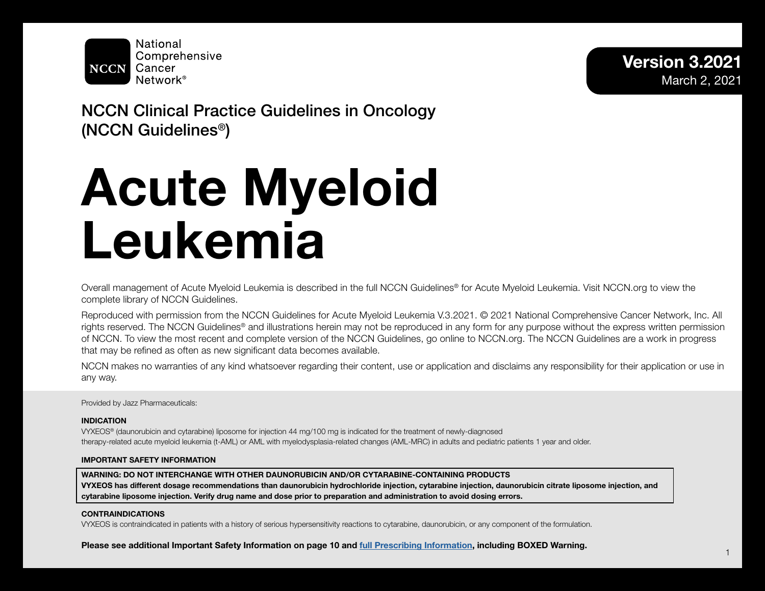National Comprehensive Cancer Network®

**Version 3.2021**
March 2, 2021

## NCCN Clinical Practice Guidelines in Oncology (NCCN Guidelines®)

# Acute Myeloid Leukemia

Overall management of Acute Myeloid Leukemia is described in the full NCCN Guidelines® for Acute Myeloid Leukemia. Visit NCCN.org to view the complete library of NCCN Guidelines.

Reproduced with permission from the NCCN Guidelines for Acute Myeloid Leukemia V.3.2021. © 2021 National Comprehensive Cancer Network, Inc. All rights reserved. The NCCN Guidelines® and illustrations herein may not be reproduced in any form for any purpose without the express written permission of NCCN. To view the most recent and complete version of the NCCN Guidelines, go online to NCCN.org. The NCCN Guidelines are a work in progress that may be refined as often as new significant data becomes available.

NCCN makes no warranties of any kind whatsoever regarding their content, use or application and disclaims any responsibility for their application or use in any way.

Provided by Jazz Pharmaceuticals:

**INDICATION**

VYXEOS® (daunorubicin and cytarabine) liposome for injection 44 mg/100 mg is indicated for the treatment of newly-diagnosed therapy-related acute myeloid leukemia (t-AML) or AML with myelodysplasia-related changes (AML-MRC) in adults and pediatric patients 1 year and older.

**IMPORTANT SAFETY INFORMATION**

**WARNING: DO NOT INTERCHANGE WITH OTHER DAUNORUBICIN AND/OR CYTARABINE-CONTAINING PRODUCTS**
**VYXEOS has different dosage recommendations than daunorubicin hydrochloride injection, cytarabine injection, daunorubicin citrate liposome injection, and cytarabine liposome injection. Verify drug name and dose prior to preparation and administration to avoid dosing errors.**

**CONTRAINDICATIONS**

VYXEOS is contraindicated in patients with a history of serious hypersensitivity reactions to cytarabine, daunorubicin, or any component of the formulation.

**Please see additional Important Safety Information on page 10 and full Prescribing Information, including BOXED Warning.**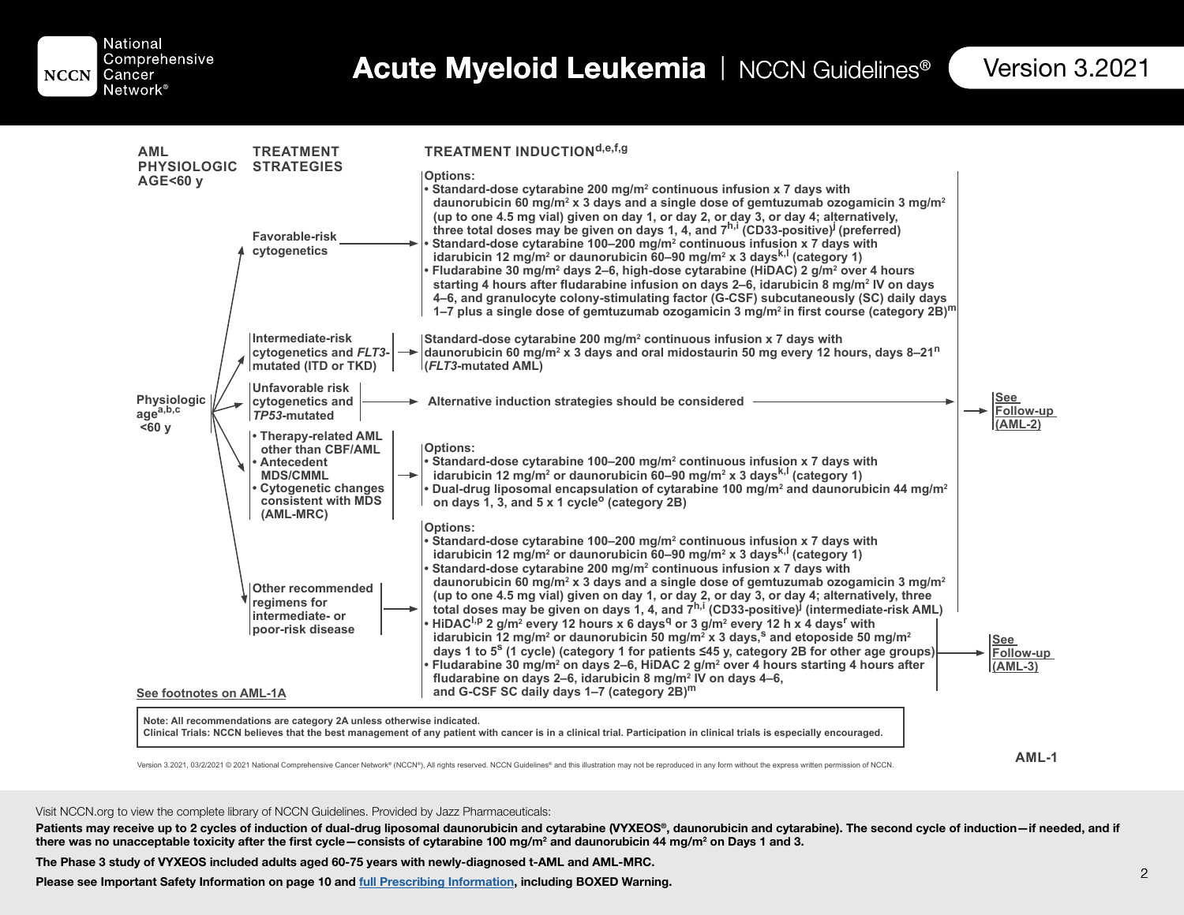# Acute Myeloid Leukemia | NCCN Guidelines® Version 3.2021

| AML PHYSIOLOGIC AGE<60 y | TREATMENT STRATEGIES | TREATMENT INDUCTION[d,e,f,g] | |
|---|---|---|---|
| Physiologic age[a,b,c] <60 y | Favorable-risk cytogenetics | Options:<br>• Standard-dose cytarabine 200 mg/m² continuous infusion x 7 days with daunorubicin 60 mg/m² x 3 days and a single dose of gemtuzumab ozogamicin 3 mg/m² (up to one 4.5 mg vial) given on day 1, or day 2, or day 3, or day 4; alternatively, three total doses may be given on days 1, 4, and 7[h,i] (CD33-positive)[j] (preferred)<br>• Standard-dose cytarabine 100–200 mg/m² continuous infusion x 7 days with idarubicin 12 mg/m² or daunorubicin 60–90 mg/m² x 3 days[k,l] (category 1)<br>• Fludarabine 30 mg/m² days 2–6, high-dose cytarabine (HiDAC) 2 g/m² over 4 hours starting 4 hours after fludarabine infusion on days 2–6, idarubicin 8 mg/m² IV on days 4–6, and granulocyte colony-stimulating factor (G-CSF) subcutaneously (SC) daily days 1–7 plus a single dose of gemtuzumab ozogamicin 3 mg/m² in first course (category 2B)[m] | See Follow-up (AML-2) |
| | Intermediate-risk cytogenetics and *FLT3*-mutated (ITD or TKD) | Standard-dose cytarabine 200 mg/m² continuous infusion x 7 days with daunorubicin 60 mg/m² x 3 days and oral midostaurin 50 mg every 12 hours, days 8–21[n] (*FLT3*-mutated AML) | See Follow-up (AML-2) |
| | Unfavorable risk cytogenetics and *TP53*-mutated | Alternative induction strategies should be considered | See Follow-up (AML-2) |
| | • Therapy-related AML other than CBF/AML<br>• Antecedent MDS/CMML<br>• Cytogenetic changes consistent with MDS (AML-MRC) | Options:<br>• Standard-dose cytarabine 100–200 mg/m² continuous infusion x 7 days with idarubicin 12 mg/m² or daunorubicin 60–90 mg/m² x 3 days[k,l] (category 1)<br>• Dual-drug liposomal encapsulation of cytarabine 100 mg/m² and daunorubicin 44 mg/m² on days 1, 3, and 5 x 1 cycle[o] (category 2B) | See Follow-up (AML-2) |
| | Other recommended regimens for intermediate- or poor-risk disease | Options:<br>• Standard-dose cytarabine 100–200 mg/m² continuous infusion x 7 days with idarubicin 12 mg/m² or daunorubicin 60–90 mg/m² x 3 days[k,l] (category 1)<br>• Standard-dose cytarabine 200 mg/m² continuous infusion x 7 days with daunorubicin 60 mg/m² x 3 days and a single dose of gemtuzumab ozogamicin 3 mg/m² (up to one 4.5 mg vial) given on day 1, or day 2, or day 3, or day 4; alternatively, three total doses may be given on days 1, 4, and 7[h,i] (CD33-positive)[j] (intermediate-risk AML) — See Follow-up (AML-2)<br>• HiDAC[l,p] 2 g/m² every 12 hours x 6 days[q] or 3 g/m² every 12 h x 4 days[r] with idarubicin 12 mg/m² or daunorubicin 50 mg/m² x 3 days,[s] and etoposide 50 mg/m² days 1 to 5[s] (1 cycle) (category 1 for patients ≤45 y, category 2B for other age groups)<br>• Fludarabine 30 mg/m² on days 2–6, HiDAC 2 g/m² over 4 hours starting 4 hours after fludarabine on days 2–6, idarubicin 8 mg/m² IV on days 4–6, and G-CSF SC daily days 1–7 (category 2B)[m] | See Follow-up (AML-3) |

See footnotes on AML-1A

**Note: All recommendations are category 2A unless otherwise indicated.**
**Clinical Trials: NCCN believes that the best management of any patient with cancer is in a clinical trial. Participation in clinical trials is especially encouraged.**

AML-1

Version 3.2021, 03/2/2021 © 2021 National Comprehensive Cancer Network® (NCCN®), All rights reserved. NCCN Guidelines® and this illustration may not be reproduced in any form without the express written permission of NCCN.

Visit NCCN.org to view the complete library of NCCN Guidelines. Provided by Jazz Pharmaceuticals:

**Patients may receive up to 2 cycles of induction of dual-drug liposomal daunorubicin and cytarabine (VYXEOS®, daunorubicin and cytarabine). The second cycle of induction—if needed, and if there was no unacceptable toxicity after the first cycle—consists of cytarabine 100 mg/m² and daunorubicin 44 mg/m² on Days 1 and 3.**

**The Phase 3 study of VYXEOS included adults aged 60-75 years with newly-diagnosed t-AML and AML-MRC.**

**Please see Important Safety Information on page 10 and full Prescribing Information, including BOXED Warning.**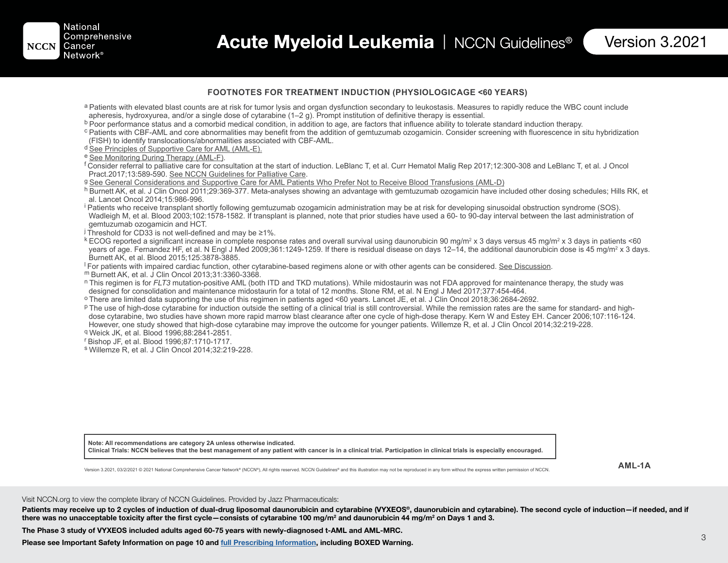## FOOTNOTES FOR TREATMENT INDUCTION (PHYSIOLOGICAGE <60 YEARS)

[a] Patients with elevated blast counts are at risk for tumor lysis and organ dysfunction secondary to leukostasis. Measures to rapidly reduce the WBC count include apheresis, hydroxyurea, and/or a single dose of cytarabine (1–2 g). Prompt institution of definitive therapy is essential.

[b] Poor performance status and a comorbid medical condition, in addition to age, are factors that influence ability to tolerate standard induction therapy.

[c] Patients with CBF-AML and core abnormalities may benefit from the addition of gemtuzumab ozogamicin. Consider screening with fluorescence in situ hybridization (FISH) to identify translocations/abnormalities associated with CBF-AML.

[d] See Principles of Supportive Care for AML (AML-E).

[e] See Monitoring During Therapy (AML-F).

[f] Consider referral to palliative care for consultation at the start of induction. LeBlanc T, et al. Curr Hematol Malig Rep 2017;12:300-308 and LeBlanc T, et al. J Oncol Pract.2017;13:589-590. See NCCN Guidelines for Palliative Care.

[g] See General Considerations and Supportive Care for AML Patients Who Prefer Not to Receive Blood Transfusions (AML-D)

[h] Burnett AK, et al. J Clin Oncol 2011;29:369-377. Meta-analyses showing an advantage with gemtuzumab ozogamicin have included other dosing schedules; Hills RK, et al. Lancet Oncol 2014;15:986-996.

[i] Patients who receive transplant shortly following gemtuzumab ozogamicin administration may be at risk for developing sinusoidal obstruction syndrome (SOS). Wadleigh M, et al. Blood 2003;102:1578-1582. If transplant is planned, note that prior studies have used a 60- to 90-day interval between the last administration of gemtuzumab ozogamicin and HCT.

[j] Threshold for CD33 is not well-defined and may be ≥1%.

[k] ECOG reported a significant increase in complete response rates and overall survival using daunorubicin 90 mg/m$^2$ x 3 days versus 45 mg/m$^2$ x 3 days in patients <60 years of age. Fernandez HF, et al. N Engl J Med 2009;361:1249-1259. If there is residual disease on days 12–14, the additional daunorubicin dose is 45 mg/m$^2$ x 3 days. Burnett AK, et al. Blood 2015;125:3878-3885.

[l] For patients with impaired cardiac function, other cytarabine-based regimens alone or with other agents can be considered. See Discussion.

[m] Burnett AK, et al. J Clin Oncol 2013;31:3360-3368.

[n] This regimen is for *FLT3* mutation-positive AML (both ITD and TKD mutations). While midostaurin was not FDA approved for maintenance therapy, the study was designed for consolidation and maintenance midostaurin for a total of 12 months. Stone RM, et al. N Engl J Med 2017;377:454-464.

[o] There are limited data supporting the use of this regimen in patients aged <60 years. Lancet JE, et al. J Clin Oncol 2018;36:2684-2692.

[p] The use of high-dose cytarabine for induction outside the setting of a clinical trial is still controversial. While the remission rates are the same for standard- and high-dose cytarabine, two studies have shown more rapid marrow blast clearance after one cycle of high-dose therapy. Kern W and Estey EH. Cancer 2006;107:116-124. However, one study showed that high-dose cytarabine may improve the outcome for younger patients. Willemze R, et al. J Clin Oncol 2014;32:219-228.

[q] Weick JK, et al. Blood 1996;88:2841-2851.

[r] Bishop JF, et al. Blood 1996;87:1710-1717.

[s] Willemze R, et al. J Clin Oncol 2014;32:219-228.

**Note: All recommendations are category 2A unless otherwise indicated.**
**Clinical Trials: NCCN believes that the best management of any patient with cancer is in a clinical trial. Participation in clinical trials is especially encouraged.**

Version 3.2021, 03/2/2021 © 2021 National Comprehensive Cancer Network® (NCCN®), All rights reserved. NCCN Guidelines® and this illustration may not be reproduced in any form without the express written permission of NCCN.

AML-1A

Visit NCCN.org to view the complete library of NCCN Guidelines. Provided by Jazz Pharmaceuticals:

**Patients may receive up to 2 cycles of induction of dual-drug liposomal daunorubicin and cytarabine (VYXEOS®, daunorubicin and cytarabine). The second cycle of induction—if needed, and if there was no unacceptable toxicity after the first cycle—consists of cytarabine 100 mg/m$^2$ and daunorubicin 44 mg/m$^2$ on Days 1 and 3.**

**The Phase 3 study of VYXEOS included adults aged 60-75 years with newly-diagnosed t-AML and AML-MRC.**

**Please see Important Safety Information on page 10 and full Prescribing Information, including BOXED Warning.**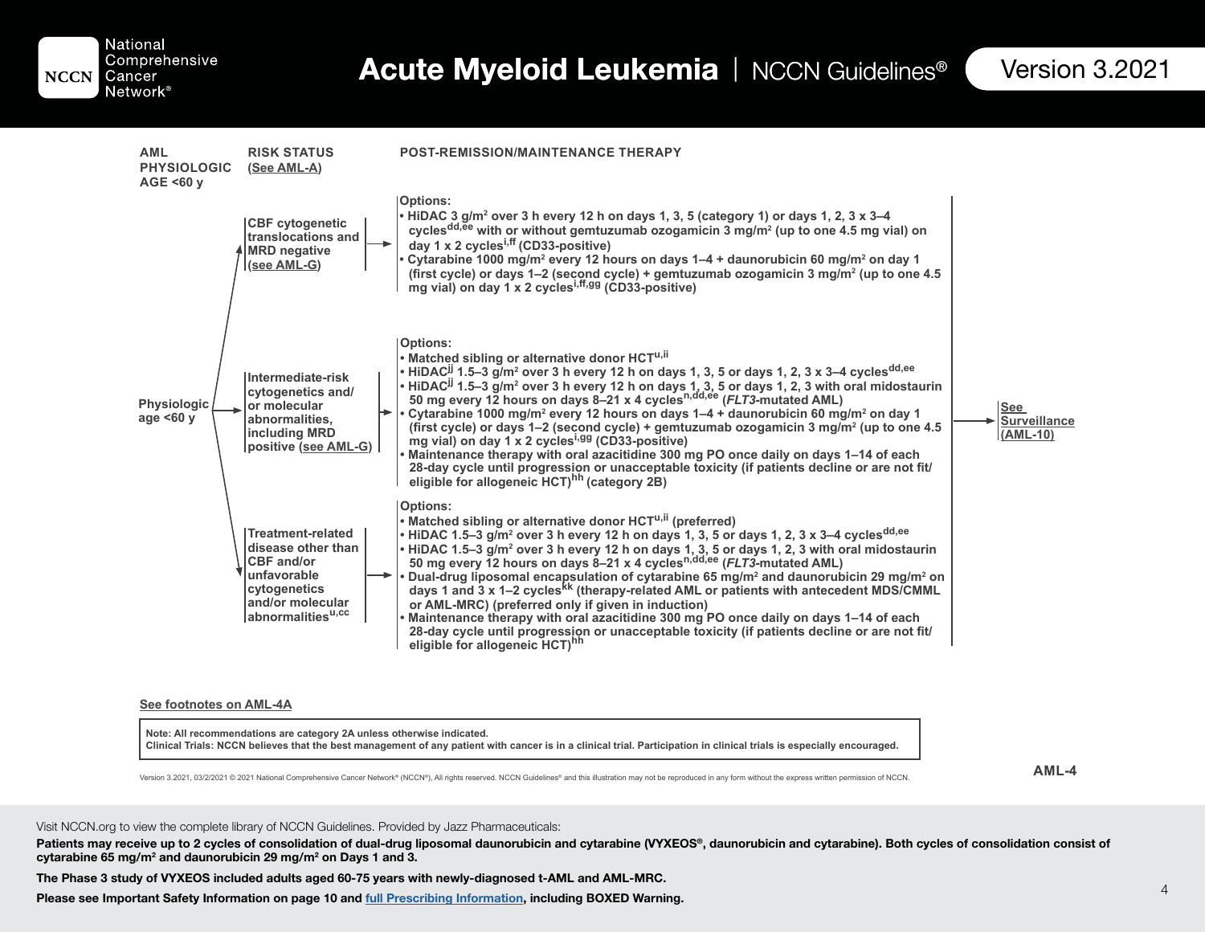# Acute Myeloid Leukemia | NCCN Guidelines® Version 3.2021

| AML PHYSIOLOGIC AGE <60 y | RISK STATUS (See AML-A) | POST-REMISSION/MAINTENANCE THERAPY | |
|---|---|---|---|
| Physiologic age <60 y | CBF cytogenetic translocations and MRD negative (see AML-G) | Options:<br>• HiDAC 3 g/m² over 3 h every 12 h on days 1, 3, 5 (category 1) or days 1, 2, 3 x 3–4 cycles[dd,ee] with or without gemtuzumab ozogamicin 3 mg/m² (up to one 4.5 mg vial) on day 1 x 2 cycles[i,ff] (CD33-positive)<br>• Cytarabine 1000 mg/m² every 12 hours on days 1–4 + daunorubicin 60 mg/m² on day 1 (first cycle) or days 1–2 (second cycle) + gemtuzumab ozogamicin 3 mg/m² (up to one 4.5 mg vial) on day 1 x 2 cycles[i,ff,gg] (CD33-positive) | See Surveillance (AML-10) |
| | Intermediate-risk cytogenetics and/ or molecular abnormalities, including MRD positive (see AML-G) | Options:<br>• Matched sibling or alternative donor HCT[u,ii]<br>• HiDAC[jj] 1.5–3 g/m² over 3 h every 12 h on days 1, 3, 5 or days 1, 2, 3 x 3–4 cycles[dd,ee]<br>• HiDAC[jj] 1.5–3 g/m² over 3 h every 12 h on days 1, 3, 5 or days 1, 2, 3 with oral midostaurin 50 mg every 12 hours on days 8–21 x 4 cycles[n,dd,ee] (*FLT3*-mutated AML)<br>• Cytarabine 1000 mg/m² every 12 hours on days 1–4 + daunorubicin 60 mg/m² on day 1 (first cycle) or days 1–2 (second cycle) + gemtuzumab ozogamicin 3 mg/m² (up to one 4.5 mg vial) on day 1 x 2 cycles[i,gg] (CD33-positive)<br>• Maintenance therapy with oral azacitidine 300 mg PO once daily on days 1–14 of each 28-day cycle until progression or unacceptable toxicity (if patients decline or are not fit/ eligible for allogeneic HCT)[hh] (category 2B) | See Surveillance (AML-10) |
| | Treatment-related disease other than CBF and/or unfavorable cytogenetics and/or molecular abnormalities[u,cc] | Options:<br>• Matched sibling or alternative donor HCT[u,ii] (preferred)<br>• HiDAC 1.5–3 g/m² over 3 h every 12 h on days 1, 3, 5 or days 1, 2, 3 x 3–4 cycles[dd,ee]<br>• HiDAC 1.5–3 g/m² over 3 h every 12 h on days 1, 3, 5 or days 1, 2, 3 with oral midostaurin 50 mg every 12 hours on days 8–21 x 4 cycles[n,dd,ee] (*FLT3*-mutated AML)<br>• Dual-drug liposomal encapsulation of cytarabine 65 mg/m² and daunorubicin 29 mg/m² on days 1 and 3 x 1–2 cycles[kk] (therapy-related AML or patients with antecedent MDS/CMML or AML-MRC) (preferred only if given in induction)<br>• Maintenance therapy with oral azacitidine 300 mg PO once daily on days 1–14 of each 28-day cycle until progression or unacceptable toxicity (if patients decline or are not fit/ eligible for allogeneic HCT)[hh] | See Surveillance (AML-10) |

See footnotes on AML-4A

Note: All recommendations are category 2A unless otherwise indicated.
Clinical Trials: NCCN believes that the best management of any patient with cancer is in a clinical trial. Participation in clinical trials is especially encouraged.

AML-4

Version 3.2021, 03/2/2021 © 2021 National Comprehensive Cancer Network® (NCCN®), All rights reserved. NCCN Guidelines® and this illustration may not be reproduced in any form without the express written permission of NCCN.

Visit NCCN.org to view the complete library of NCCN Guidelines. Provided by Jazz Pharmaceuticals:

**Patients may receive up to 2 cycles of consolidation of dual-drug liposomal daunorubicin and cytarabine (VYXEOS®, daunorubicin and cytarabine). Both cycles of consolidation consist of cytarabine 65 mg/m² and daunorubicin 29 mg/m² on Days 1 and 3.**

**The Phase 3 study of VYXEOS included adults aged 60-75 years with newly-diagnosed t-AML and AML-MRC.**

**Please see Important Safety Information on page 10 and full Prescribing Information, including BOXED Warning.**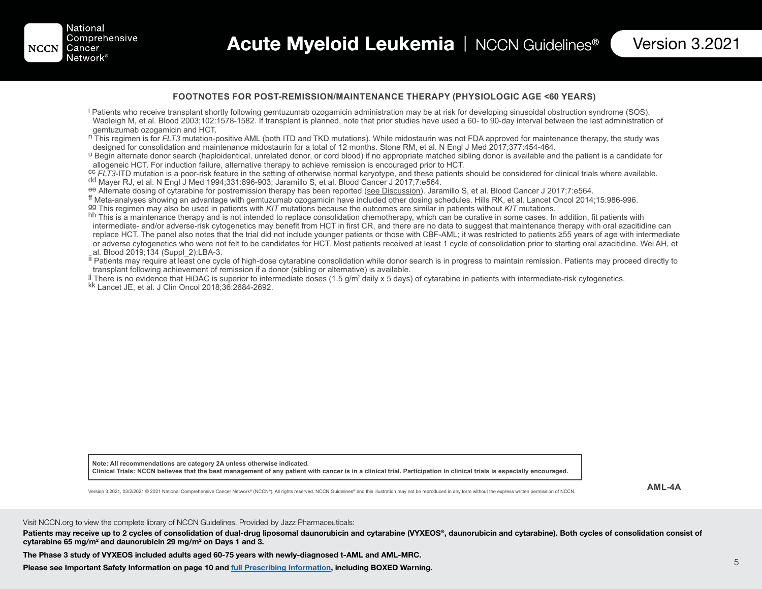## FOOTNOTES FOR POST-REMISSION/MAINTENANCE THERAPY (PHYSIOLOGIC AGE <60 YEARS)

[i] Patients who receive transplant shortly following gemtuzumab ozogamicin administration may be at risk for developing sinusoidal obstruction syndrome (SOS). Wadleigh M, et al. Blood 2003;102:1578-1582. If transplant is planned, note that prior studies have used a 60- to 90-day interval between the last administration of gemtuzumab ozogamicin and HCT.

[n] This regimen is for *FLT3* mutation-positive AML (both ITD and TKD mutations). While midostaurin was not FDA approved for maintenance therapy, the study was designed for consolidation and maintenance midostaurin for a total of 12 months. Stone RM, et al. N Engl J Med 2017;377:454-464.

[u] Begin alternate donor search (haploidentical, unrelated donor, or cord blood) if no appropriate matched sibling donor is available and the patient is a candidate for allogeneic HCT. For induction failure, alternative therapy to achieve remission is encouraged prior to HCT.

[cc] *FLT3*-ITD mutation is a poor-risk feature in the setting of otherwise normal karyotype, and these patients should be considered for clinical trials where available.

[dd] Mayer RJ, et al. N Engl J Med 1994;331:896-903; Jaramillo S, et al. Blood Cancer J 2017;7:e564.

[ee] Alternate dosing of cytarabine for postremission therapy has been reported (see Discussion). Jaramillo S, et al. Blood Cancer J 2017;7:e564.

[ff] Meta-analyses showing an advantage with gemtuzumab ozogamicin have included other dosing schedules. Hills RK, et al. Lancet Oncol 2014;15:986-996.

[gg] This regimen may also be used in patients with *KIT* mutations because the outcomes are similar in patients without *KIT* mutations.

[hh] This is a maintenance therapy and is not intended to replace consolidation chemotherapy, which can be curative in some cases. In addition, fit patients with intermediate- and/or adverse-risk cytogenetics may benefit from HCT in first CR, and there are no data to suggest that maintenance therapy with oral azacitidine can replace HCT. The panel also notes that the trial did not include younger patients or those with CBF-AML; it was restricted to patients ≥55 years of age with intermediate or adverse cytogenetics who were not felt to be candidates for HCT. Most patients received at least 1 cycle of consolidation prior to starting oral azacitidine. Wei AH, et al. Blood 2019;134 (Suppl_2):LBA-3.

[ii] Patients may require at least one cycle of high-dose cytarabine consolidation while donor search is in progress to maintain remission. Patients may proceed directly to transplant following achievement of remission if a donor (sibling or alternative) is available.

[jj] There is no evidence that HiDAC is superior to intermediate doses (1.5 g/$m^2$ daily x 5 days) of cytarabine in patients with intermediate-risk cytogenetics.

[kk] Lancet JE, et al. J Clin Oncol 2018;36:2684-2692.

**Note: All recommendations are category 2A unless otherwise indicated.**
**Clinical Trials: NCCN believes that the best management of any patient with cancer is in a clinical trial. Participation in clinical trials is especially encouraged.**

Version 3.2021, 03/2/2021 © 2021 National Comprehensive Cancer Network® (NCCN®), All rights reserved. NCCN Guidelines® and this illustration may not be reproduced in any form without the express written permission of NCCN.

**AML-4A**

Visit NCCN.org to view the complete library of NCCN Guidelines. Provided by Jazz Pharmaceuticals:

**Patients may receive up to 2 cycles of consolidation of dual-drug liposomal daunorubicin and cytarabine (VYXEOS®, daunorubicin and cytarabine). Both cycles of consolidation consist of cytarabine 65 mg/$m^2$ and daunorubicin 29 mg/$m^2$ on Days 1 and 3.**

**The Phase 3 study of VYXEOS included adults aged 60-75 years with newly-diagnosed t-AML and AML-MRC.**

**Please see Important Safety Information on page 10 and full Prescribing Information, including BOXED Warning.**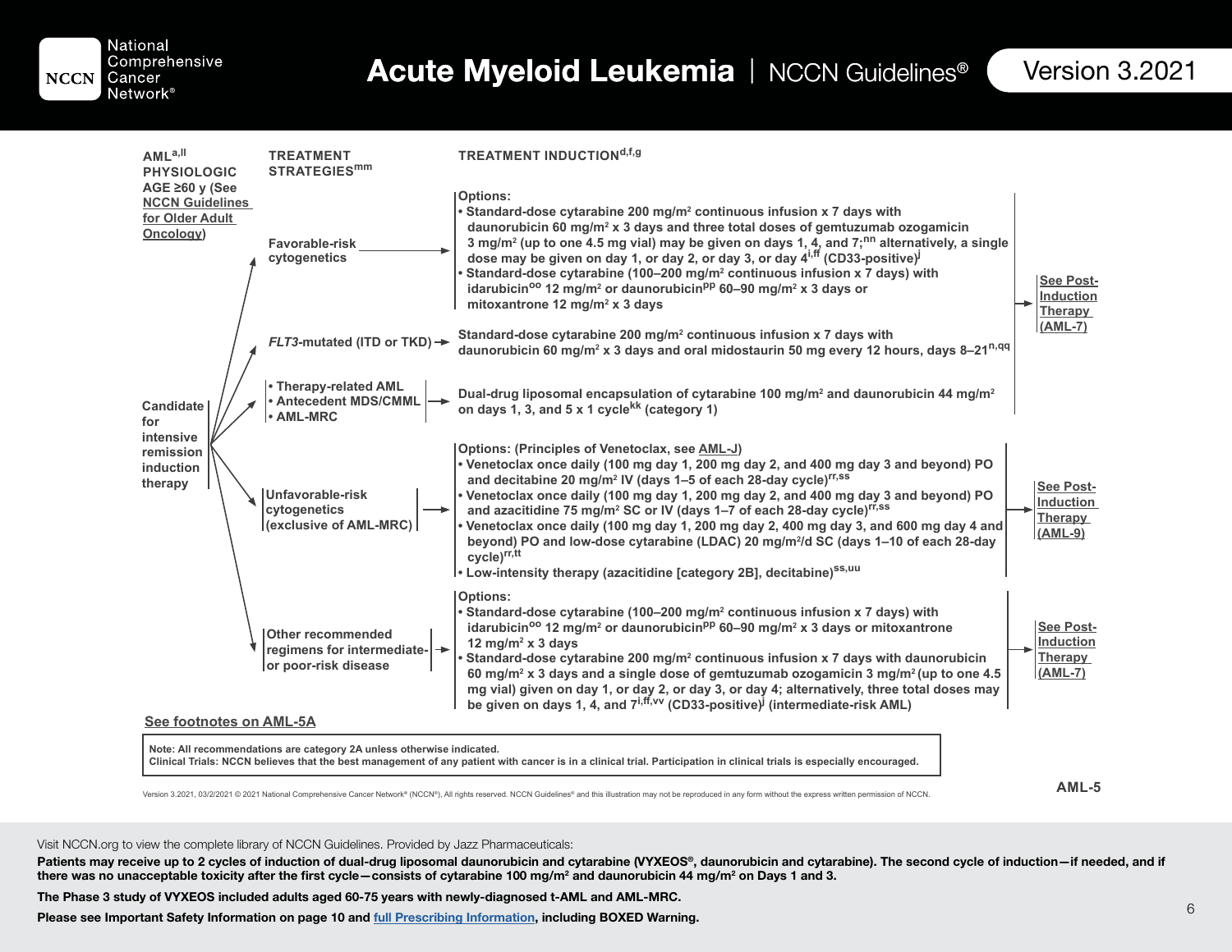# Acute Myeloid Leukemia | NCCN Guidelines® Version 3.2021

**AML[a,ll] PHYSIOLOGIC AGE ≥60 y** (See NCCN Guidelines for Older Adult Oncology)

**Candidate for intensive remission induction therapy**

| TREATMENT STRATEGIES[mm] | TREATMENT INDUCTION[d,f,g] | |
|---|---|---|
| Favorable-risk cytogenetics | Options: <br>• Standard-dose cytarabine 200 mg/m² continuous infusion x 7 days with daunorubicin 60 mg/m² x 3 days and three total doses of gemtuzumab ozogamicin 3 mg/m² (up to one 4.5 mg vial) may be given on days 1, 4, and 7;[nn] alternatively, a single dose may be given on day 1, or day 2, or day 3, or day 4[i,ff] (CD33-positive)[j] <br>• Standard-dose cytarabine (100–200 mg/m² continuous infusion x 7 days) with idarubicin[oo] 12 mg/m² or daunorubicin[pp] 60–90 mg/m² x 3 days or mitoxantrone 12 mg/m² x 3 days | See Post-Induction Therapy (AML-7) |
| *FLT3*-mutated (ITD or TKD) | Standard-dose cytarabine 200 mg/m² continuous infusion x 7 days with daunorubicin 60 mg/m² x 3 days and oral midostaurin 50 mg every 12 hours, days 8–21[n,qq] | See Post-Induction Therapy (AML-7) |
| • Therapy-related AML <br>• Antecedent MDS/CMML <br>• AML-MRC | Dual-drug liposomal encapsulation of cytarabine 100 mg/m² and daunorubicin 44 mg/m² on days 1, 3, and 5 x 1 cycle[kk] (category 1) | See Post-Induction Therapy (AML-7) |
| Unfavorable-risk cytogenetics (exclusive of AML-MRC) | Options: (Principles of Venetoclax, see AML-J) <br>• Venetoclax once daily (100 mg day 1, 200 mg day 2, and 400 mg day 3 and beyond) PO and decitabine 20 mg/m² IV (days 1–5 of each 28-day cycle)[rr,ss] <br>• Venetoclax once daily (100 mg day 1, 200 mg day 2, and 400 mg day 3 and beyond) PO and azacitidine 75 mg/m² SC or IV (days 1–7 of each 28-day cycle)[rr,ss] <br>• Venetoclax once daily (100 mg day 1, 200 mg day 2, 400 mg day 3, and 600 mg day 4 and beyond) PO and low-dose cytarabine (LDAC) 20 mg/m²/d SC (days 1–10 of each 28-day cycle)[rr,tt] <br>• Low-intensity therapy (azacitidine [category 2B], decitabine)[ss,uu] | See Post-Induction Therapy (AML-9) |
| Other recommended regimens for intermediate- or poor-risk disease | Options: <br>• Standard-dose cytarabine (100–200 mg/m² continuous infusion x 7 days) with idarubicin[oo] 12 mg/m² or daunorubicin[pp] 60–90 mg/m² x 3 days or mitoxantrone 12 mg/m² x 3 days <br>• Standard-dose cytarabine 200 mg/m² continuous infusion x 7 days with daunorubicin 60 mg/m² x 3 days and a single dose of gemtuzumab ozogamicin 3 mg/m² (up to one 4.5 mg vial) given on day 1, or day 2, or day 3, or day 4; alternatively, three total doses may be given on days 1, 4, and 7[i,ff,vv] (CD33-positive)[j] (intermediate-risk AML) | See Post-Induction Therapy (AML-7) |

See footnotes on AML-5A

Note: All recommendations are category 2A unless otherwise indicated.
Clinical Trials: NCCN believes that the best management of any patient with cancer is in a clinical trial. Participation in clinical trials is especially encouraged.

Version 3.2021, 03/2/2021 © 2021 National Comprehensive Cancer Network® (NCCN®), All rights reserved. NCCN Guidelines® and this illustration may not be reproduced in any form without the express written permission of NCCN.

AML-5

Visit NCCN.org to view the complete library of NCCN Guidelines. Provided by Jazz Pharmaceuticals:

**Patients may receive up to 2 cycles of induction of dual-drug liposomal daunorubicin and cytarabine (VYXEOS®, daunorubicin and cytarabine). The second cycle of induction—if needed, and if there was no unacceptable toxicity after the first cycle—consists of cytarabine 100 mg/m² and daunorubicin 44 mg/m² on Days 1 and 3.**

**The Phase 3 study of VYXEOS included adults aged 60-75 years with newly-diagnosed t-AML and AML-MRC.**

**Please see Important Safety Information on page 10 and full Prescribing Information, including BOXED Warning.**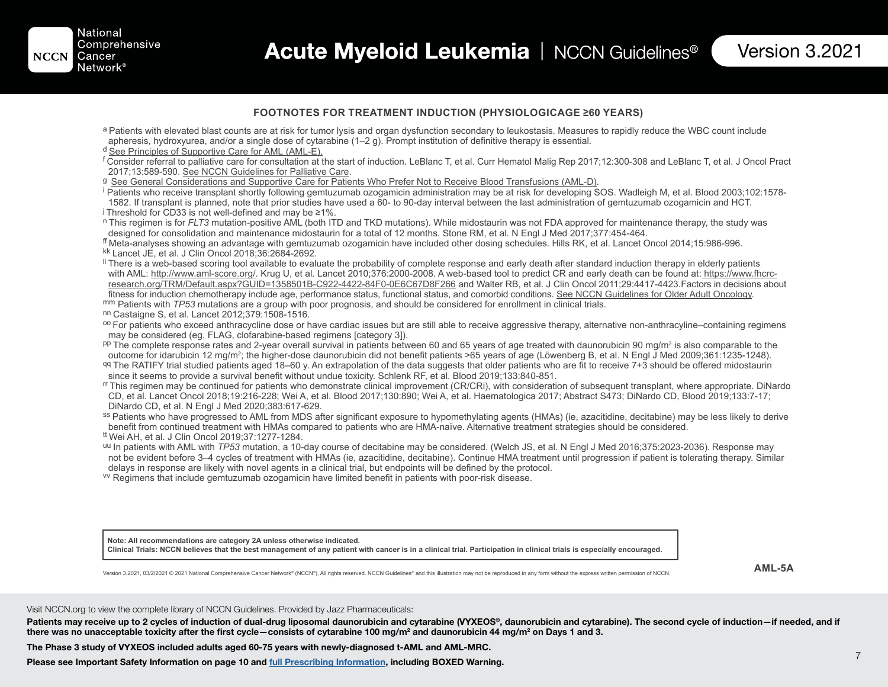### FOOTNOTES FOR TREATMENT INDUCTION (PHYSIOLOGICAGE ≥60 YEARS)

[a] Patients with elevated blast counts are at risk for tumor lysis and organ dysfunction secondary to leukostasis. Measures to rapidly reduce the WBC count include apheresis, hydroxyurea, and/or a single dose of cytarabine (1–2 g). Prompt institution of definitive therapy is essential.

[d] See Principles of Supportive Care for AML (AML-E).

[f] Consider referral to palliative care for consultation at the start of induction. LeBlanc T, et al. Curr Hematol Malig Rep 2017;12:300-308 and LeBlanc T, et al. J Oncol Pract 2017;13:589-590. See NCCN Guidelines for Palliative Care.

[g] See General Considerations and Supportive Care for Patients Who Prefer Not to Receive Blood Transfusions (AML-D).

[i] Patients who receive transplant shortly following gemtuzumab ozogamicin administration may be at risk for developing SOS. Wadleigh M, et al. Blood 2003;102:1578-1582. If transplant is planned, note that prior studies have used a 60- to 90-day interval between the last administration of gemtuzumab ozogamicin and HCT.

[j] Threshold for CD33 is not well-defined and may be ≥1%.

[n] This regimen is for *FLT3* mutation-positive AML (both ITD and TKD mutations). While midostaurin was not FDA approved for maintenance therapy, the study was designed for consolidation and maintenance midostaurin for a total of 12 months. Stone RM, et al. N Engl J Med 2017;377:454-464.

[ff] Meta-analyses showing an advantage with gemtuzumab ozogamicin have included other dosing schedules. Hills RK, et al. Lancet Oncol 2014;15:986-996.

[kk] Lancet JE, et al. J Clin Oncol 2018;36:2684-2692.

[ll] There is a web-based scoring tool available to evaluate the probability of complete response and early death after standard induction therapy in elderly patients with AML: http://www.aml-score.org/. Krug U, et al. Lancet 2010;376:2000-2008. A web-based tool to predict CR and early death can be found at: https://www.fhcrc-research.org/TRM/Default.aspx?GUID=1358501B-C922-4422-84F0-0E6C67D8F266 and Walter RB, et al. J Clin Oncol 2011;29:4417-4423.Factors in decisions about fitness for induction chemotherapy include age, performance status, functional status, and comorbid conditions. See NCCN Guidelines for Older Adult Oncology.

[mm] Patients with *TP53* mutations are a group with poor prognosis, and should be considered for enrollment in clinical trials.

[nn] Castaigne S, et al. Lancet 2012;379:1508-1516.

[oo] For patients who exceed anthracycline dose or have cardiac issues but are still able to receive aggressive therapy, alternative non-anthracyline–containing regimens may be considered (eg, FLAG, clofarabine-based regimens [category 3]).

[pp] The complete response rates and 2-year overall survival in patients between 60 and 65 years of age treated with daunorubicin 90 mg/m² is also comparable to the outcome for idarubicin 12 mg/m²; the higher-dose daunorubicin did not benefit patients >65 years of age (Löwenberg B, et al. N Engl J Med 2009;361:1235-1248).

[qq] The RATIFY trial studied patients aged 18–60 y. An extrapolation of the data suggests that older patients who are fit to receive 7+3 should be offered midostaurin since it seems to provide a survival benefit without undue toxicity. Schlenk RF, et al. Blood 2019;133:840-851.

[rr] This regimen may be continued for patients who demonstrate clinical improvement (CR/CRi), with consideration of subsequent transplant, where appropriate. DiNardo CD, et al. Lancet Oncol 2018;19:216-228; Wei A, et al. Blood 2017;130:890; Wei A, et al. Haematologica 2017; Abstract S473; DiNardo CD, Blood 2019;133:7-17; DiNardo CD, et al. N Engl J Med 2020;383:617-629.

[ss] Patients who have progressed to AML from MDS after significant exposure to hypomethylating agents (HMAs) (ie, azacitidine, decitabine) may be less likely to derive benefit from continued treatment with HMAs compared to patients who are HMA-naïve. Alternative treatment strategies should be considered.

[tt] Wei AH, et al. J Clin Oncol 2019;37:1277-1284.

[uu] In patients with AML with *TP53* mutation, a 10-day course of decitabine may be considered. (Welch JS, et al. N Engl J Med 2016;375:2023-2036). Response may not be evident before 3–4 cycles of treatment with HMAs (ie, azacitidine, decitabine). Continue HMA treatment until progression if patient is tolerating therapy. Similar delays in response are likely with novel agents in a clinical trial, but endpoints will be defined by the protocol.

[vv] Regimens that include gemtuzumab ozogamicin have limited benefit in patients with poor-risk disease.

**Note: All recommendations are category 2A unless otherwise indicated.**
**Clinical Trials: NCCN believes that the best management of any patient with cancer is in a clinical trial. Participation in clinical trials is especially encouraged.**

AML-5A

Visit NCCN.org to view the complete library of NCCN Guidelines. Provided by Jazz Pharmaceuticals:

**Patients may receive up to 2 cycles of induction of dual-drug liposomal daunorubicin and cytarabine (VYXEOS®, daunorubicin and cytarabine). The second cycle of induction—if needed, and if there was no unacceptable toxicity after the first cycle—consists of cytarabine 100 mg/m² and daunorubicin 44 mg/m² on Days 1 and 3.**

**The Phase 3 study of VYXEOS included adults aged 60-75 years with newly-diagnosed t-AML and AML-MRC.**

**Please see Important Safety Information on page 10 and full Prescribing Information, including BOXED Warning.**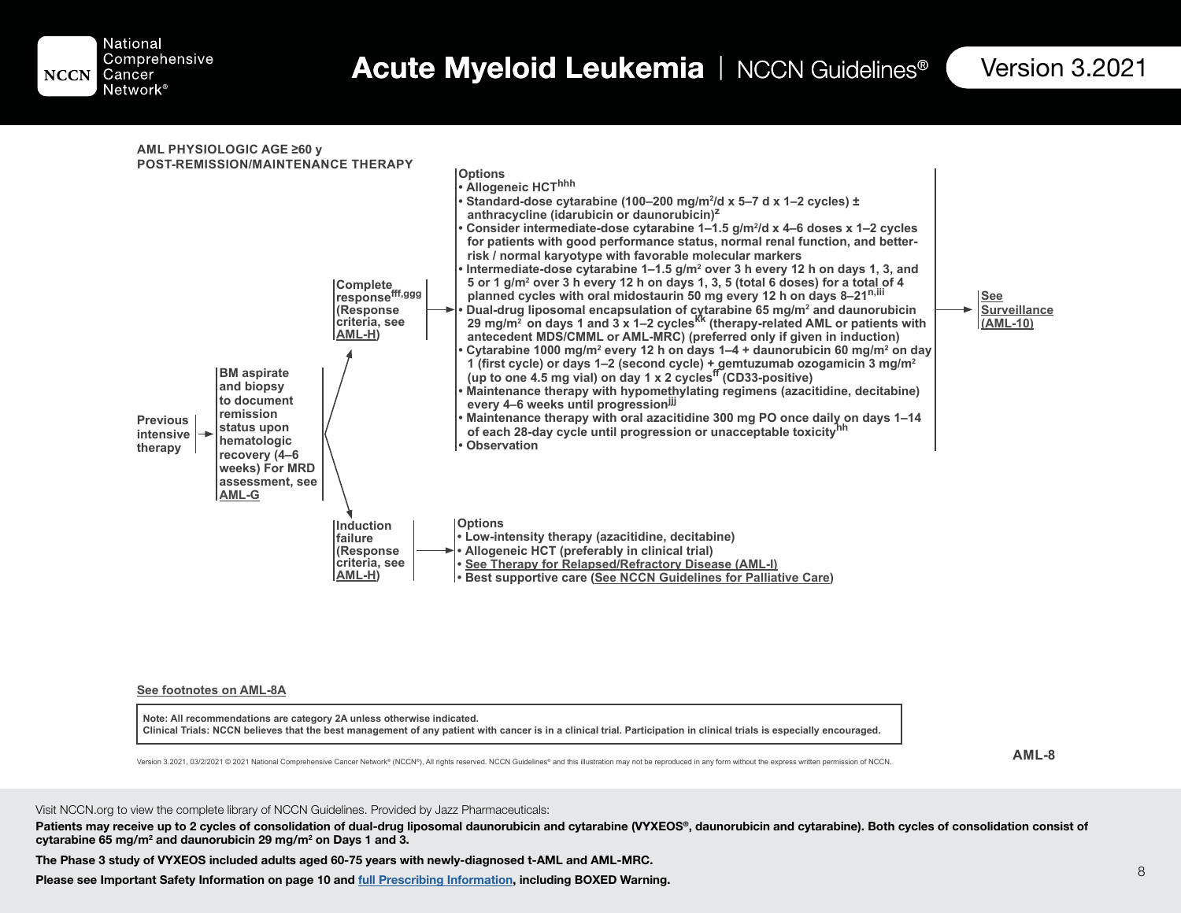# Acute Myeloid Leukemia | NCCN Guidelines® Version 3.2021

## AML PHYSIOLOGIC AGE ≥60 y
## POST-REMISSION/MAINTENANCE THERAPY

**Previous intensive therapy** → **BM aspirate and biopsy to document remission status upon hematologic recovery (4–6 weeks) For MRD assessment, see AML-G**

**Complete response[fff,ggg] (Response criteria, see AML-H)** →

Options
- Allogeneic HCT[hhh]
- Standard-dose cytarabine (100–200 mg/m²/d x 5–7 d x 1–2 cycles) ± anthracycline (idarubicin or daunorubicin)[z]
- Consider intermediate-dose cytarabine 1–1.5 g/m²/d x 4–6 doses x 1–2 cycles for patients with good performance status, normal renal function, and better-risk / normal karyotype with favorable molecular markers
- Intermediate-dose cytarabine 1–1.5 g/m² over 3 h every 12 h on days 1, 3, and 5 or 1 g/m² over 3 h every 12 h on days 1, 3, 5 (total 6 doses) for a total of 4 planned cycles with oral midostaurin 50 mg every 12 h on days 8–21[n,iii]
- Dual-drug liposomal encapsulation of cytarabine 65 mg/m² and daunorubicin 29 mg/m² on days 1 and 3 x 1–2 cycles[kk] (therapy-related AML or patients with antecedent MDS/CMML or AML-MRC) (preferred only if given in induction)
- Cytarabine 1000 mg/m² every 12 h on days 1–4 + daunorubicin 60 mg/m² on day 1 (first cycle) or days 1–2 (second cycle) + gemtuzumab ozogamicin 3 mg/m² (up to one 4.5 mg vial) on day 1 x 2 cycles[ff] (CD33-positive)
- Maintenance therapy with hypomethylating regimens (azacitidine, decitabine) every 4–6 weeks until progression[jjj]
- Maintenance therapy with oral azacitidine 300 mg PO once daily on days 1–14 of each 28-day cycle until progression or unacceptable toxicity[hh]
- Observation

→ See Surveillance (AML-10)

**Induction failure (Response criteria, see AML-H)** →

Options
- Low-intensity therapy (azacitidine, decitabine)
- Allogeneic HCT (preferably in clinical trial)
- See Therapy for Relapsed/Refractory Disease (AML-I)
- Best supportive care (See NCCN Guidelines for Palliative Care)

See footnotes on AML-8A

Note: All recommendations are category 2A unless otherwise indicated.
Clinical Trials: NCCN believes that the best management of any patient with cancer is in a clinical trial. Participation in clinical trials is especially encouraged.

Version 3.2021, 03/2/2021 © 2021 National Comprehensive Cancer Network® (NCCN®), All rights reserved. NCCN Guidelines® and this illustration may not be reproduced in any form without the express written permission of NCCN.

AML-8

Visit NCCN.org to view the complete library of NCCN Guidelines. Provided by Jazz Pharmaceuticals:

**Patients may receive up to 2 cycles of consolidation of dual-drug liposomal daunorubicin and cytarabine (VYXEOS®, daunorubicin and cytarabine). Both cycles of consolidation consist of cytarabine 65 mg/m² and daunorubicin 29 mg/m² on Days 1 and 3.**

**The Phase 3 study of VYXEOS included adults aged 60-75 years with newly-diagnosed t-AML and AML-MRC.**

**Please see Important Safety Information on page 10 and full Prescribing Information, including BOXED Warning.**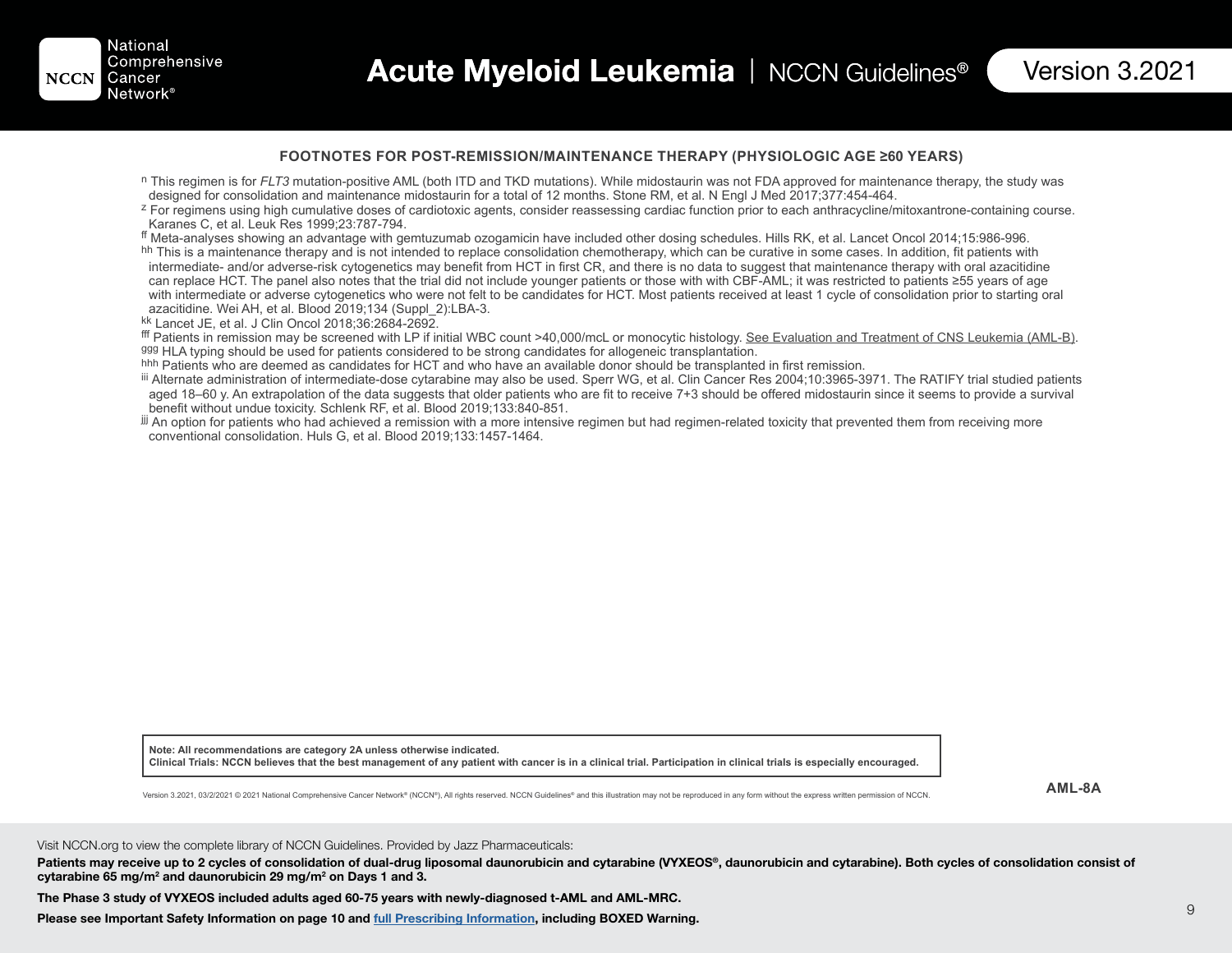## FOOTNOTES FOR POST-REMISSION/MAINTENANCE THERAPY (PHYSIOLOGIC AGE ≥60 YEARS)

[n] This regimen is for *FLT3* mutation-positive AML (both ITD and TKD mutations). While midostaurin was not FDA approved for maintenance therapy, the study was designed for consolidation and maintenance midostaurin for a total of 12 months. Stone RM, et al. N Engl J Med 2017;377:454-464.

[z] For regimens using high cumulative doses of cardiotoxic agents, consider reassessing cardiac function prior to each anthracycline/mitoxantrone-containing course. Karanes C, et al. Leuk Res 1999;23:787-794.

[ff] Meta-analyses showing an advantage with gemtuzumab ozogamicin have included other dosing schedules. Hills RK, et al. Lancet Oncol 2014;15:986-996.

[hh] This is a maintenance therapy and is not intended to replace consolidation chemotherapy, which can be curative in some cases. In addition, fit patients with intermediate- and/or adverse-risk cytogenetics may benefit from HCT in first CR, and there is no data to suggest that maintenance therapy with oral azacitidine can replace HCT. The panel also notes that the trial did not include younger patients or those with with CBF-AML; it was restricted to patients ≥55 years of age with intermediate or adverse cytogenetics who were not felt to be candidates for HCT. Most patients received at least 1 cycle of consolidation prior to starting oral azacitidine. Wei AH, et al. Blood 2019;134 (Suppl_2):LBA-3.

[kk] Lancet JE, et al. J Clin Oncol 2018;36:2684-2692.

[fff] Patients in remission may be screened with LP if initial WBC count >40,000/mcL or monocytic histology. See Evaluation and Treatment of CNS Leukemia (AML-B).

[ggg] HLA typing should be used for patients considered to be strong candidates for allogeneic transplantation.

[hhh] Patients who are deemed as candidates for HCT and who have an available donor should be transplanted in first remission.

[iii] Alternate administration of intermediate-dose cytarabine may also be used. Sperr WG, et al. Clin Cancer Res 2004;10:3965-3971. The RATIFY trial studied patients aged 18–60 y. An extrapolation of the data suggests that older patients who are fit to receive 7+3 should be offered midostaurin since it seems to provide a survival benefit without undue toxicity. Schlenk RF, et al. Blood 2019;133:840-851.

[jjj] An option for patients who had achieved a remission with a more intensive regimen but had regimen-related toxicity that prevented them from receiving more conventional consolidation. Huls G, et al. Blood 2019;133:1457-1464.

**Note: All recommendations are category 2A unless otherwise indicated.**
**Clinical Trials: NCCN believes that the best management of any patient with cancer is in a clinical trial. Participation in clinical trials is especially encouraged.**

Version 3.2021, 03/2/2021 © 2021 National Comprehensive Cancer Network® (NCCN®), All rights reserved. NCCN Guidelines® and this illustration may not be reproduced in any form without the express written permission of NCCN.

AML-8A

Visit NCCN.org to view the complete library of NCCN Guidelines. Provided by Jazz Pharmaceuticals:

**Patients may receive up to 2 cycles of consolidation of dual-drug liposomal daunorubicin and cytarabine (VYXEOS®, daunorubicin and cytarabine). Both cycles of consolidation consist of cytarabine 65 mg/m² and daunorubicin 29 mg/m² on Days 1 and 3.**

**The Phase 3 study of VYXEOS included adults aged 60-75 years with newly-diagnosed t-AML and AML-MRC.**

**Please see Important Safety Information on page 10 and full Prescribing Information, including BOXED Warning.**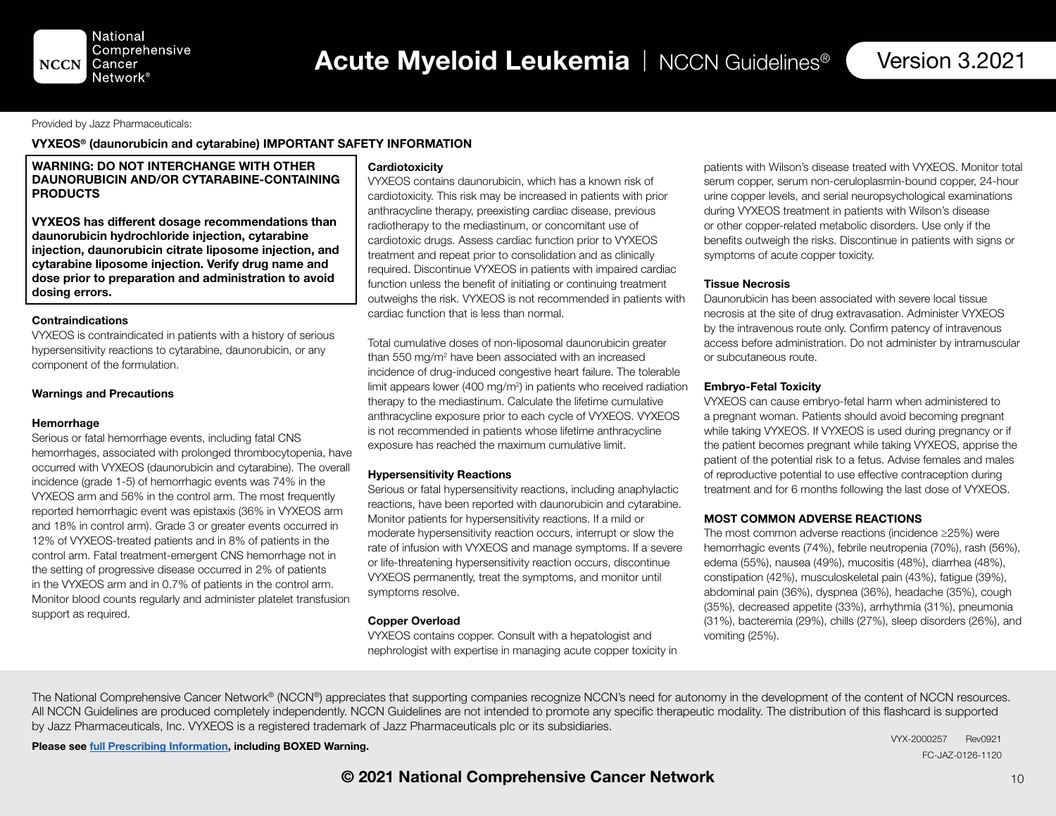Provided by Jazz Pharmaceuticals:

## VYXEOS® (daunorubicin and cytarabine) IMPORTANT SAFETY INFORMATION

**WARNING: DO NOT INTERCHANGE WITH OTHER DAUNORUBICIN AND/OR CYTARABINE-CONTAINING PRODUCTS**

**VYXEOS has different dosage recommendations than daunorubicin hydrochloride injection, cytarabine injection, daunorubicin citrate liposome injection, and cytarabine liposome injection. Verify drug name and dose prior to preparation and administration to avoid dosing errors.**

### Contraindications

VYXEOS is contraindicated in patients with a history of serious hypersensitivity reactions to cytarabine, daunorubicin, or any component of the formulation.

### Warnings and Precautions

#### Hemorrhage

Serious or fatal hemorrhage events, including fatal CNS hemorrhages, associated with prolonged thrombocytopenia, have occurred with VYXEOS (daunorubicin and cytarabine). The overall incidence (grade 1-5) of hemorrhagic events was 74% in the VYXEOS arm and 56% in the control arm. The most frequently reported hemorrhagic event was epistaxis (36% in VYXEOS arm and 18% in control arm). Grade 3 or greater events occurred in 12% of VYXEOS-treated patients and in 8% of patients in the control arm. Fatal treatment-emergent CNS hemorrhage not in the setting of progressive disease occurred in 2% of patients in the VYXEOS arm and in 0.7% of patients in the control arm. Monitor blood counts regularly and administer platelet transfusion support as required.

#### Cardiotoxicity

VYXEOS contains daunorubicin, which has a known risk of cardiotoxicity. This risk may be increased in patients with prior anthracycline therapy, preexisting cardiac disease, previous radiotherapy to the mediastinum, or concomitant use of cardiotoxic drugs. Assess cardiac function prior to VYXEOS treatment and repeat prior to consolidation and as clinically required. Discontinue VYXEOS in patients with impaired cardiac function unless the benefit of initiating or continuing treatment outweighs the risk. VYXEOS is not recommended in patients with cardiac function that is less than normal.

Total cumulative doses of non-liposomal daunorubicin greater than 550 mg/m² have been associated with an increased incidence of drug-induced congestive heart failure. The tolerable limit appears lower (400 mg/m²) in patients who received radiation therapy to the mediastinum. Calculate the lifetime cumulative anthracycline exposure prior to each cycle of VYXEOS. VYXEOS is not recommended in patients whose lifetime anthracycline exposure has reached the maximum cumulative limit.

#### Hypersensitivity Reactions

Serious or fatal hypersensitivity reactions, including anaphylactic reactions, have been reported with daunorubicin and cytarabine. Monitor patients for hypersensitivity reactions. If a mild or moderate hypersensitivity reaction occurs, interrupt or slow the rate of infusion with VYXEOS and manage symptoms. If a severe or life-threatening hypersensitivity reaction occurs, discontinue VYXEOS permanently, treat the symptoms, and monitor until symptoms resolve.

#### Copper Overload

VYXEOS contains copper. Consult with a hepatologist and nephrologist with expertise in managing acute copper toxicity in patients with Wilson's disease treated with VYXEOS. Monitor total serum copper, serum non-ceruloplasmin-bound copper, 24-hour urine copper levels, and serial neuropsychological examinations during VYXEOS treatment in patients with Wilson's disease or other copper-related metabolic disorders. Use only if the benefits outweigh the risks. Discontinue in patients with signs or symptoms of acute copper toxicity.

#### Tissue Necrosis

Daunorubicin has been associated with severe local tissue necrosis at the site of drug extravasation. Administer VYXEOS by the intravenous route only. Confirm patency of intravenous access before administration. Do not administer by intramuscular or subcutaneous route.

#### Embryo-Fetal Toxicity

VYXEOS can cause embryo-fetal harm when administered to a pregnant woman. Patients should avoid becoming pregnant while taking VYXEOS. If VYXEOS is used during pregnancy or if the patient becomes pregnant while taking VYXEOS, apprise the patient of the potential risk to a fetus. Advise females and males of reproductive potential to use effective contraception during treatment and for 6 months following the last dose of VYXEOS.

### MOST COMMON ADVERSE REACTIONS

The most common adverse reactions (incidence ≥25%) were hemorrhagic events (74%), febrile neutropenia (70%), rash (56%), edema (55%), nausea (49%), mucositis (48%), diarrhea (48%), constipation (42%), musculoskeletal pain (43%), fatigue (39%), abdominal pain (36%), dyspnea (36%), headache (35%), cough (35%), decreased appetite (33%), arrhythmia (31%), pneumonia (31%), bacteremia (29%), chills (27%), sleep disorders (26%), and vomiting (25%).

The National Comprehensive Cancer Network® (NCCN®) appreciates that supporting companies recognize NCCN's need for autonomy in the development of the content of NCCN resources. All NCCN Guidelines are produced completely independently. NCCN Guidelines are not intended to promote any specific therapeutic modality. The distribution of this flashcard is supported by Jazz Pharmaceuticals, Inc. VYXEOS is a registered trademark of Jazz Pharmaceuticals plc or its subsidiaries.

**Please see full Prescribing Information, including BOXED Warning.**

VYX-2000257 Rev0921

FC-JAZ-0126-1120

**© 2021 National Comprehensive Cancer Network**